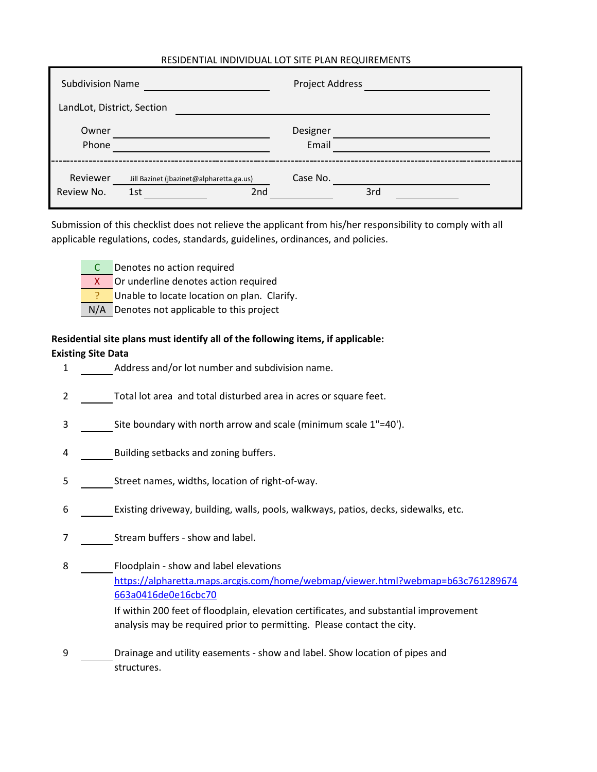RESIDENTIAL INDIVIDUAL LOT SITE PLAN REQUIREMENTS

| | | | |
|---|---|---|---|
| Subdivision Name | | Project Address | |
| LandLot, District, Section | | | |
| Owner | | Designer | |
| Phone | | Email | |
| Reviewer | Jill Bazinet (jbazinet@alpharetta.ga.us) | Case No. | |
| Review No. | 1st ______ | 2nd ______ | 3rd ______ |

Submission of this checklist does not relieve the applicant from his/her responsibility to comply with all applicable regulations, codes, standards, guidelines, ordinances, and policies.

| | |
|---|---|
| C | Denotes no action required |
| X | Or underline denotes action required |
| ? | Unable to locate location on plan. Clarify. |
| N/A | Denotes not applicable to this project |

**Residential site plans must identify all of the following items, if applicable:**

**Existing Site Data**

1. ______ Address and/or lot number and subdivision name.
2. ______ Total lot area and total disturbed area in acres or square feet.
3. ______ Site boundary with north arrow and scale (minimum scale 1"=40').
4. ______ Building setbacks and zoning buffers.
5. ______ Street names, widths, location of right-of-way.
6. ______ Existing driveway, building, walls, pools, walkways, patios, decks, sidewalks, etc.
7. ______ Stream buffers - show and label.
8. ______ Floodplain - show and label elevations
   https://alpharetta.maps.arcgis.com/home/webmap/viewer.html?webmap=b63c761289674663a0416de0e16cbc70
   If within 200 feet of floodplain, elevation certificates, and substantial improvement analysis may be required prior to permitting. Please contact the city.
9. ______ Drainage and utility easements - show and label. Show location of pipes and structures.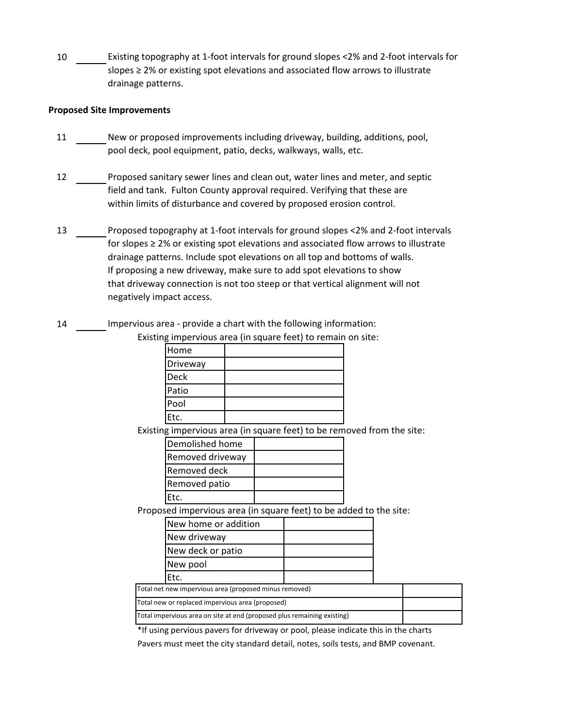10 ______ Existing topography at 1-foot intervals for ground slopes <2% and 2-foot intervals for slopes ≥ 2% or existing spot elevations and associated flow arrows to illustrate drainage patterns.

**Proposed Site Improvements**

11 ______ New or proposed improvements including driveway, building, additions, pool, pool deck, pool equipment, patio, decks, walkways, walls, etc.

12 ______ Proposed sanitary sewer lines and clean out, water lines and meter, and septic field and tank. Fulton County approval required. Verifying that these are within limits of disturbance and covered by proposed erosion control.

13 ______ Proposed topography at 1-foot intervals for ground slopes <2% and 2-foot intervals for slopes ≥ 2% or existing spot elevations and associated flow arrows to illustrate drainage patterns. Include spot elevations on all top and bottoms of walls. If proposing a new driveway, make sure to add spot elevations to show that driveway connection is not too steep or that vertical alignment will not negatively impact access.

14 ______ Impervious area - provide a chart with the following information:

Existing impervious area (in square feet) to remain on site:

| Home | |
|---|---|
| Driveway | |
| Deck | |
| Patio | |
| Pool | |
| Etc. | |

Existing impervious area (in square feet) to be removed from the site:

| Demolished home | |
|---|---|
| Removed driveway | |
| Removed deck | |
| Removed patio | |
| Etc. | |

Proposed impervious area (in square feet) to be added to the site:

| New home or addition | |
|---|---|
| New driveway | |
| New deck or patio | |
| New pool | |
| Etc. | |

| Total net new impervious area (proposed minus removed) | |
|---|---|
| Total new or replaced impervious area (proposed) | |
| Total impervious area on site at end (proposed plus remaining existing) | |

*If using pervious pavers for driveway or pool, please indicate this in the charts
Pavers must meet the city standard detail, notes, soils tests, and BMP covenant.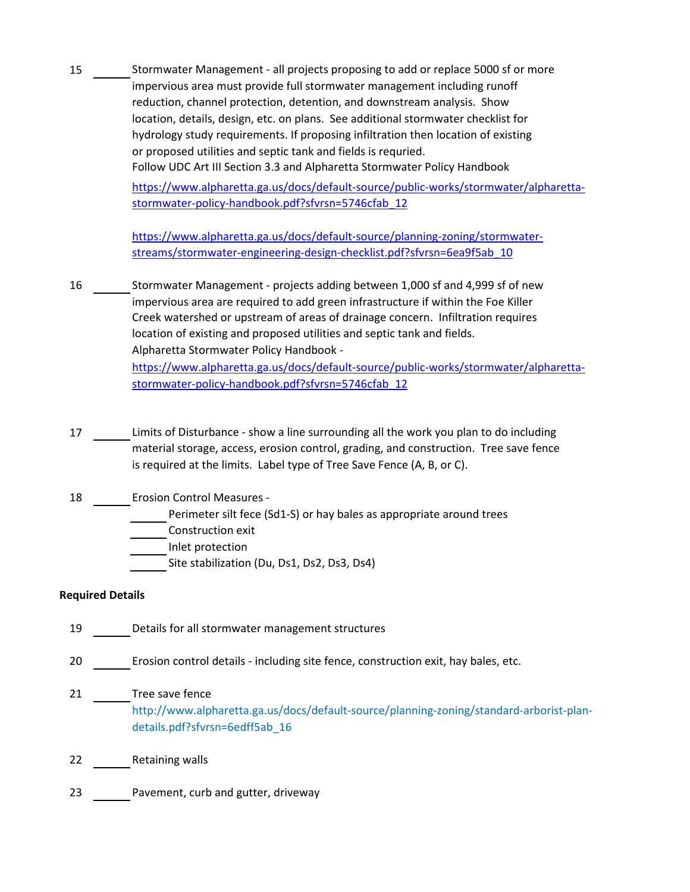15 ______ Stormwater Management - all projects proposing to add or replace 5000 sf or more impervious area must provide full stormwater management including runoff reduction, channel protection, detention, and downstream analysis. Show location, details, design, etc. on plans. See additional stormwater checklist for hydrology study requirements. If proposing infiltration then location of existing or proposed utilities and septic tank and fields is requried.
Follow UDC Art III Section 3.3 and Alpharetta Stormwater Policy Handbook

https://www.alpharetta.ga.us/docs/default-source/public-works/stormwater/alpharetta-stormwater-policy-handbook.pdf?sfvrsn=5746cfab_12

https://www.alpharetta.ga.us/docs/default-source/planning-zoning/stormwater-streams/stormwater-engineering-design-checklist.pdf?sfvrsn=6ea9f5ab_10

16 ______ Stormwater Management - projects adding between 1,000 sf and 4,999 sf of new impervious area are required to add green infrastructure if within the Foe Killer Creek watershed or upstream of areas of drainage concern. Infiltration requires location of existing and proposed utilities and septic tank and fields.
Alpharetta Stormwater Policy Handbook -
https://www.alpharetta.ga.us/docs/default-source/public-works/stormwater/alpharetta-stormwater-policy-handbook.pdf?sfvrsn=5746cfab_12

17 ______ Limits of Disturbance - show a line surrounding all the work you plan to do including material storage, access, erosion control, grading, and construction. Tree save fence is required at the limits. Label type of Tree Save Fence (A, B, or C).

18 ______ Erosion Control Measures -
- ______ Perimeter silt fece (Sd1-S) or hay bales as appropriate around trees
- ______ Construction exit
- ______ Inlet protection
- ______ Site stabilization (Du, Ds1, Ds2, Ds3, Ds4)

**Required Details**

19 ______ Details for all stormwater management structures

20 ______ Erosion control details - including site fence, construction exit, hay bales, etc.

21 ______ Tree save fence
http://www.alpharetta.ga.us/docs/default-source/planning-zoning/standard-arborist-plan-details.pdf?sfvrsn=6edff5ab_16

22 ______ Retaining walls

23 ______ Pavement, curb and gutter, driveway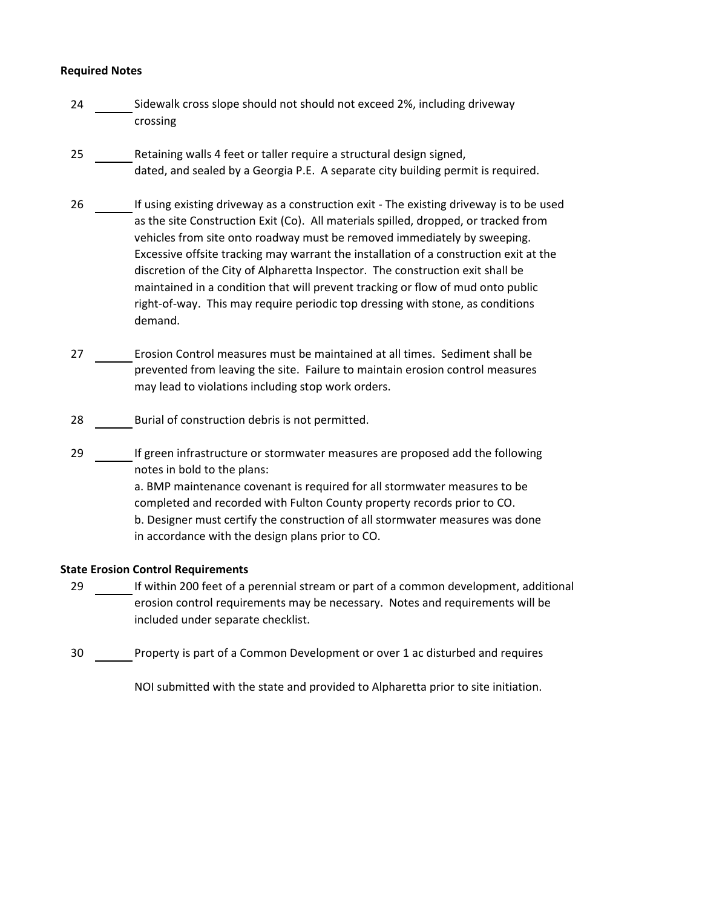**Required Notes**

24 ______ Sidewalk cross slope should not should not exceed 2%, including driveway crossing

25 ______ Retaining walls 4 feet or taller require a structural design signed, dated, and sealed by a Georgia P.E. A separate city building permit is required.

26 ______ If using existing driveway as a construction exit - The existing driveway is to be used as the site Construction Exit (Co). All materials spilled, dropped, or tracked from vehicles from site onto roadway must be removed immediately by sweeping. Excessive offsite tracking may warrant the installation of a construction exit at the discretion of the City of Alpharetta Inspector. The construction exit shall be maintained in a condition that will prevent tracking or flow of mud onto public right-of-way. This may require periodic top dressing with stone, as conditions demand.

27 ______ Erosion Control measures must be maintained at all times. Sediment shall be prevented from leaving the site. Failure to maintain erosion control measures may lead to violations including stop work orders.

28 ______ Burial of construction debris is not permitted.

29 ______ If green infrastructure or stormwater measures are proposed add the following notes in bold to the plans:
a. BMP maintenance covenant is required for all stormwater measures to be completed and recorded with Fulton County property records prior to CO.
b. Designer must certify the construction of all stormwater measures was done in accordance with the design plans prior to CO.

**State Erosion Control Requirements**

29 ______ If within 200 feet of a perennial stream or part of a common development, additional erosion control requirements may be necessary. Notes and requirements will be included under separate checklist.

30 ______ Property is part of a Common Development or over 1 ac disturbed and requires

NOI submitted with the state and provided to Alpharetta prior to site initiation.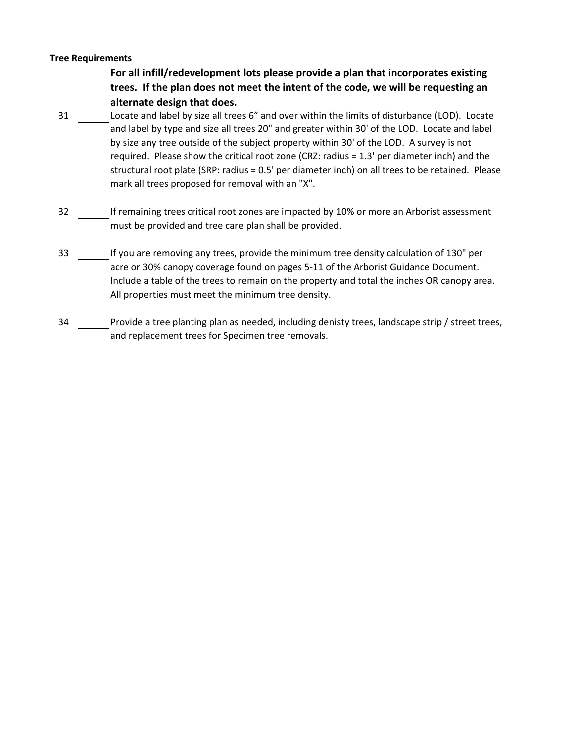**Tree Requirements**

**For all infill/redevelopment lots please provide a plan that incorporates existing trees. If the plan does not meet the intent of the code, we will be requesting an alternate design that does.**

31 ______ Locate and label by size all trees 6” and over within the limits of disturbance (LOD). Locate and label by type and size all trees 20" and greater within 30' of the LOD. Locate and label by size any tree outside of the subject property within 30' of the LOD. A survey is not required. Please show the critical root zone (CRZ: radius = 1.3' per diameter inch) and the structural root plate (SRP: radius = 0.5' per diameter inch) on all trees to be retained. Please mark all trees proposed for removal with an "X".

32 ______ If remaining trees critical root zones are impacted by 10% or more an Arborist assessment must be provided and tree care plan shall be provided.

33 ______ If you are removing any trees, provide the minimum tree density calculation of 130" per acre or 30% canopy coverage found on pages 5-11 of the Arborist Guidance Document. Include a table of the trees to remain on the property and total the inches OR canopy area. All properties must meet the minimum tree density.

34 ______ Provide a tree planting plan as needed, including denisty trees, landscape strip / street trees, and replacement trees for Specimen tree removals.